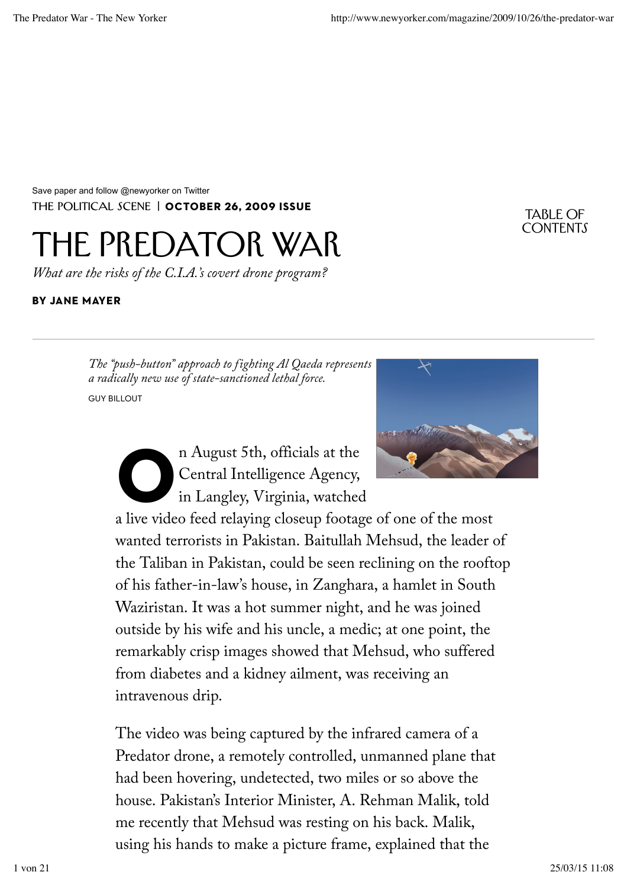Save paper and follow @newyorker on Twitter

THE POLITICAL SCENE | **OCTOBER 26, 2009 ISSUE**

TABLE OF CONTENTS

# THE PREDATOR WAR

*What are the risks of the C.I.A.'s covert drone program?*

**BY JANE MAYER**

*The "push-button" approach to fighting Al Qaeda represents a radically new use of state-sanctioned lethal force.*

GUY BILLOUT

On August 5th, officials at the Central Intelligence Agency, in Langley, Virginia, watched a live video feed relaying closeup footage of one of the most wanted terrorists in Pakistan. Baitullah Mehsud, the leader of the Taliban in Pakistan, could be seen reclining on the rooftop of his father-in-law's house, in Zanghara, a hamlet in South Waziristan. It was a hot summer night, and he was joined outside by his wife and his uncle, a medic; at one point, the remarkably crisp images showed that Mehsud, who suffered from diabetes and a kidney ailment, was receiving an intravenous drip.

The video was being captured by the infrared camera of a Predator drone, a remotely controlled, unmanned plane that had been hovering, undetected, two miles or so above the house. Pakistan's Interior Minister, A. Rehman Malik, told me recently that Mehsud was resting on his back. Malik, using his hands to make a picture frame, explained that the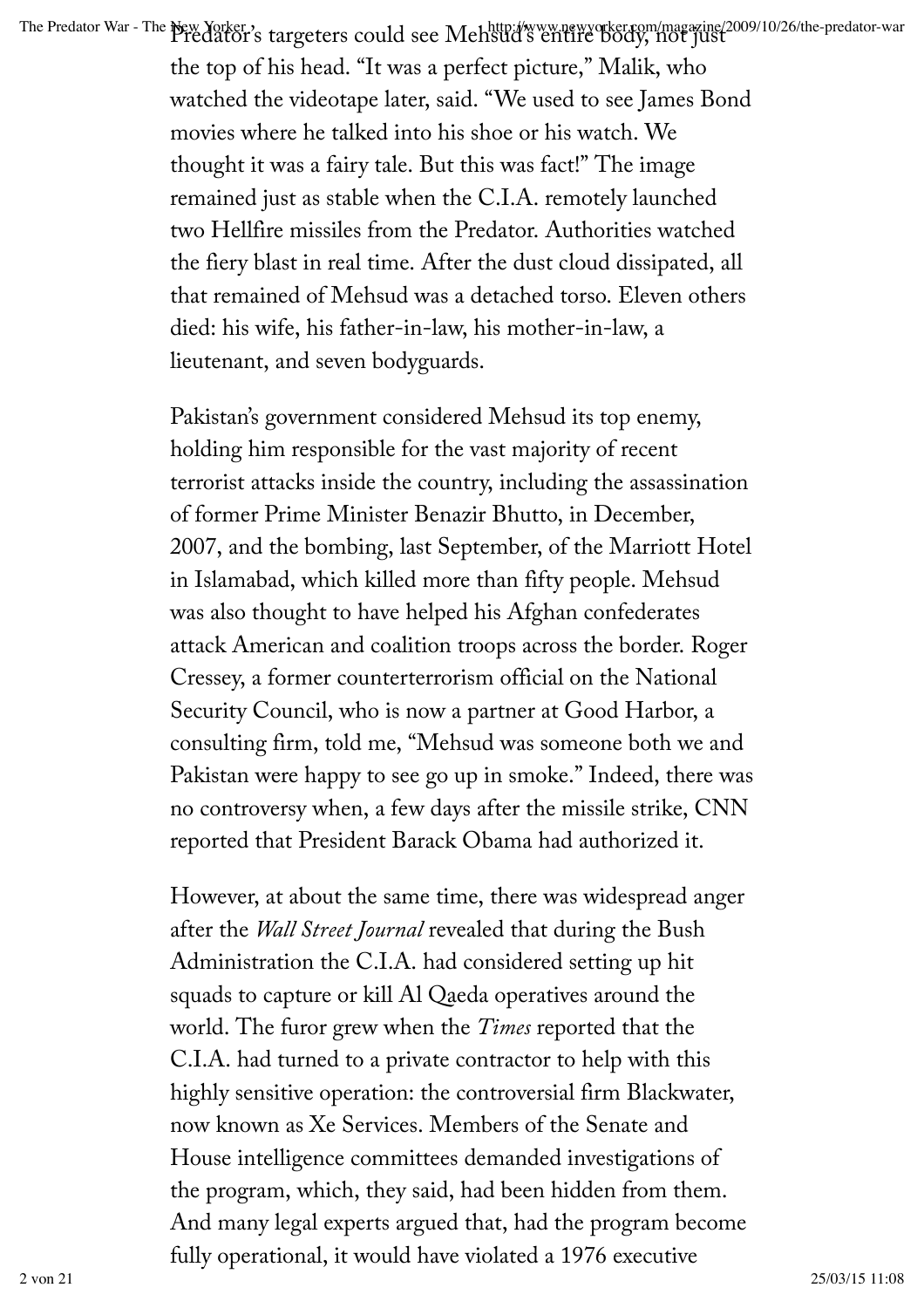Predator's targeters could see Mehsud's entire body, not just the top of his head. "It was a perfect picture," Malik, who watched the videotape later, said. "We used to see James Bond movies where he talked into his shoe or his watch. We thought it was a fairy tale. But this was fact!" The image remained just as stable when the C.I.A. remotely launched two Hellfire missiles from the Predator. Authorities watched the fiery blast in real time. After the dust cloud dissipated, all that remained of Mehsud was a detached torso. Eleven others died: his wife, his father-in-law, his mother-in-law, a lieutenant, and seven bodyguards.

Pakistan's government considered Mehsud its top enemy, holding him responsible for the vast majority of recent terrorist attacks inside the country, including the assassination of former Prime Minister Benazir Bhutto, in December, 2007, and the bombing, last September, of the Marriott Hotel in Islamabad, which killed more than fifty people. Mehsud was also thought to have helped his Afghan confederates attack American and coalition troops across the border. Roger Cressey, a former counterterrorism official on the National Security Council, who is now a partner at Good Harbor, a consulting firm, told me, "Mehsud was someone both we and Pakistan were happy to see go up in smoke." Indeed, there was no controversy when, a few days after the missile strike, CNN reported that President Barack Obama had authorized it.

However, at about the same time, there was widespread anger after the *Wall Street Journal* revealed that during the Bush Administration the C.I.A. had considered setting up hit squads to capture or kill Al Qaeda operatives around the world. The furor grew when the *Times* reported that the C.I.A. had turned to a private contractor to help with this highly sensitive operation: the controversial firm Blackwater, now known as Xe Services. Members of the Senate and House intelligence committees demanded investigations of the program, which, they said, had been hidden from them. And many legal experts argued that, had the program become fully operational, it would have violated a 1976 executive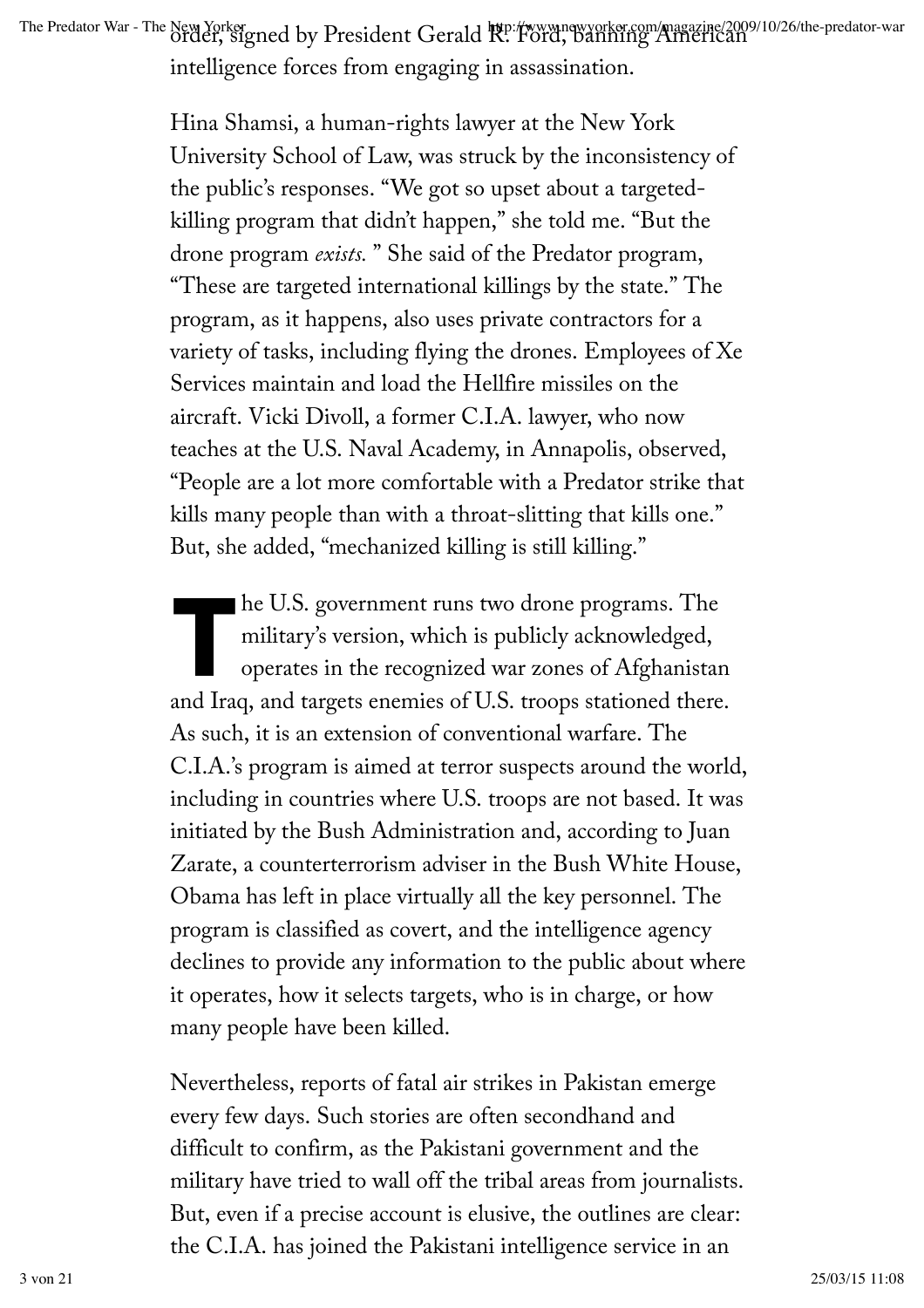order, signed by President Gerald R. Ford, banning American intelligence forces from engaging in assassination.

Hina Shamsi, a human-rights lawyer at the New York University School of Law, was struck by the inconsistency of the public's responses. "We got so upset about a targeted-killing program that didn't happen," she told me. "But the drone program *exists.* " She said of the Predator program, "These are targeted international killings by the state." The program, as it happens, also uses private contractors for a variety of tasks, including flying the drones. Employees of Xe Services maintain and load the Hellfire missiles on the aircraft. Vicki Divoll, a former C.I.A. lawyer, who now teaches at the U.S. Naval Academy, in Annapolis, observed, "People are a lot more comfortable with a Predator strike that kills many people than with a throat-slitting that kills one." But, she added, "mechanized killing is still killing."

The U.S. government runs two drone programs. The military's version, which is publicly acknowledged, operates in the recognized war zones of Afghanistan and Iraq, and targets enemies of U.S. troops stationed there. As such, it is an extension of conventional warfare. The C.I.A.'s program is aimed at terror suspects around the world, including in countries where U.S. troops are not based. It was initiated by the Bush Administration and, according to Juan Zarate, a counterterrorism adviser in the Bush White House, Obama has left in place virtually all the key personnel. The program is classified as covert, and the intelligence agency declines to provide any information to the public about where it operates, how it selects targets, who is in charge, or how many people have been killed.

Nevertheless, reports of fatal air strikes in Pakistan emerge every few days. Such stories are often secondhand and difficult to confirm, as the Pakistani government and the military have tried to wall off the tribal areas from journalists. But, even if a precise account is elusive, the outlines are clear: the C.I.A. has joined the Pakistani intelligence service in an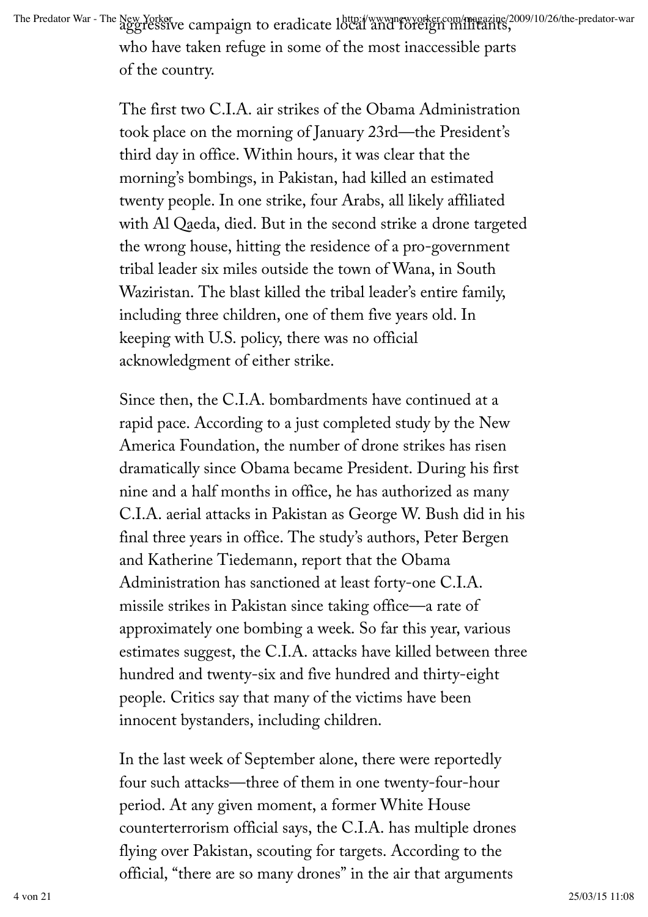aggressive campaign to eradicate local and foreign militants, who have taken refuge in some of the most inaccessible parts of the country.

The first two C.I.A. air strikes of the Obama Administration took place on the morning of January 23rd—the President's third day in office. Within hours, it was clear that the morning's bombings, in Pakistan, had killed an estimated twenty people. In one strike, four Arabs, all likely affiliated with Al Qaeda, died. But in the second strike a drone targeted the wrong house, hitting the residence of a pro-government tribal leader six miles outside the town of Wana, in South Waziristan. The blast killed the tribal leader's entire family, including three children, one of them five years old. In keeping with U.S. policy, there was no official acknowledgment of either strike.

Since then, the C.I.A. bombardments have continued at a rapid pace. According to a just completed study by the New America Foundation, the number of drone strikes has risen dramatically since Obama became President. During his first nine and a half months in office, he has authorized as many C.I.A. aerial attacks in Pakistan as George W. Bush did in his final three years in office. The study's authors, Peter Bergen and Katherine Tiedemann, report that the Obama Administration has sanctioned at least forty-one C.I.A. missile strikes in Pakistan since taking office—a rate of approximately one bombing a week. So far this year, various estimates suggest, the C.I.A. attacks have killed between three hundred and twenty-six and five hundred and thirty-eight people. Critics say that many of the victims have been innocent bystanders, including children.

In the last week of September alone, there were reportedly four such attacks—three of them in one twenty-four-hour period. At any given moment, a former White House counterterrorism official says, the C.I.A. has multiple drones flying over Pakistan, scouting for targets. According to the official, "there are so many drones" in the air that arguments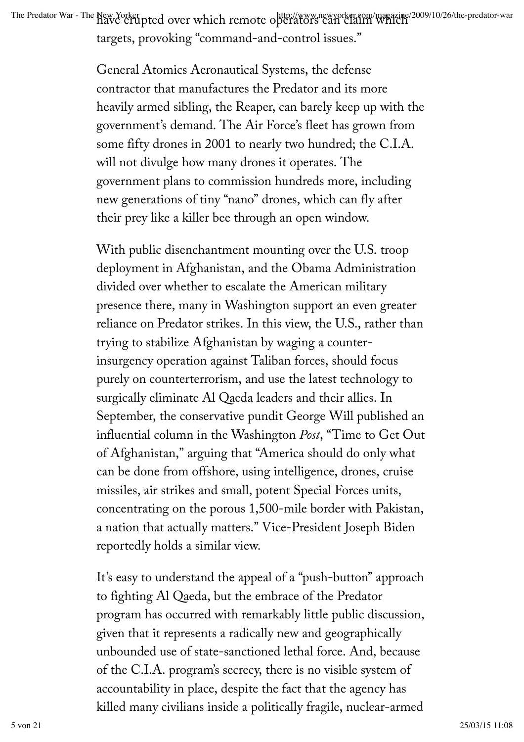have erupted over which remote operators can claim which targets, provoking "command-and-control issues."

General Atomics Aeronautical Systems, the defense contractor that manufactures the Predator and its more heavily armed sibling, the Reaper, can barely keep up with the government's demand. The Air Force's fleet has grown from some fifty drones in 2001 to nearly two hundred; the C.I.A. will not divulge how many drones it operates. The government plans to commission hundreds more, including new generations of tiny "nano" drones, which can fly after their prey like a killer bee through an open window.

With public disenchantment mounting over the U.S. troop deployment in Afghanistan, and the Obama Administration divided over whether to escalate the American military presence there, many in Washington support an even greater reliance on Predator strikes. In this view, the U.S., rather than trying to stabilize Afghanistan by waging a counter-insurgency operation against Taliban forces, should focus purely on counterterrorism, and use the latest technology to surgically eliminate Al Qaeda leaders and their allies. In September, the conservative pundit George Will published an influential column in the Washington *Post*, "Time to Get Out of Afghanistan," arguing that "America should do only what can be done from offshore, using intelligence, drones, cruise missiles, air strikes and small, potent Special Forces units, concentrating on the porous 1,500-mile border with Pakistan, a nation that actually matters." Vice-President Joseph Biden reportedly holds a similar view.

It's easy to understand the appeal of a "push-button" approach to fighting Al Qaeda, but the embrace of the Predator program has occurred with remarkably little public discussion, given that it represents a radically new and geographically unbounded use of state-sanctioned lethal force. And, because of the C.I.A. program's secrecy, there is no visible system of accountability in place, despite the fact that the agency has killed many civilians inside a politically fragile, nuclear-armed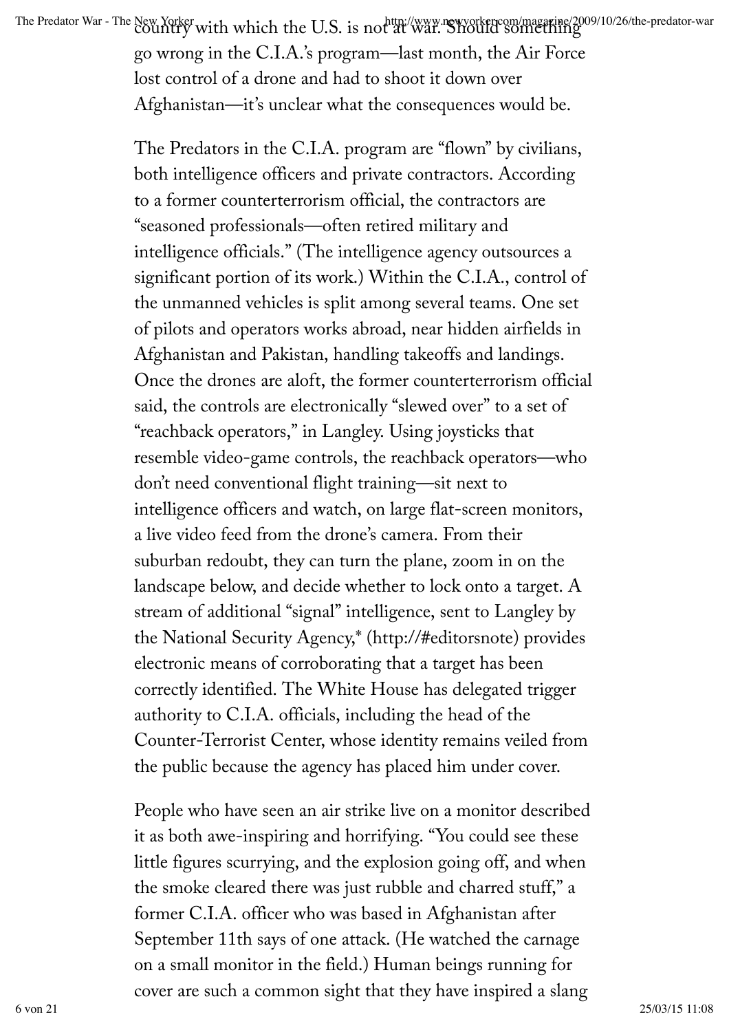country with which the U.S. is not at war. Should something go wrong in the C.I.A.'s program—last month, the Air Force lost control of a drone and had to shoot it down over Afghanistan—it's unclear what the consequences would be.

The Predators in the C.I.A. program are "flown" by civilians, both intelligence officers and private contractors. According to a former counterterrorism official, the contractors are "seasoned professionals—often retired military and intelligence officials." (The intelligence agency outsources a significant portion of its work.) Within the C.I.A., control of the unmanned vehicles is split among several teams. One set of pilots and operators works abroad, near hidden airfields in Afghanistan and Pakistan, handling takeoffs and landings. Once the drones are aloft, the former counterterrorism official said, the controls are electronically "slewed over" to a set of "reachback operators," in Langley. Using joysticks that resemble video-game controls, the reachback operators—who don't need conventional flight training—sit next to intelligence officers and watch, on large flat-screen monitors, a live video feed from the drone's camera. From their suburban redoubt, they can turn the plane, zoom in on the landscape below, and decide whether to lock onto a target. A stream of additional "signal" intelligence, sent to Langley by the National Security Agency,* (http://#editorsnote) provides electronic means of corroborating that a target has been correctly identified. The White House has delegated trigger authority to C.I.A. officials, including the head of the Counter-Terrorist Center, whose identity remains veiled from the public because the agency has placed him under cover.

People who have seen an air strike live on a monitor described it as both awe-inspiring and horrifying. "You could see these little figures scurrying, and the explosion going off, and when the smoke cleared there was just rubble and charred stuff," a former C.I.A. officer who was based in Afghanistan after September 11th says of one attack. (He watched the carnage on a small monitor in the field.) Human beings running for cover are such a common sight that they have inspired a slang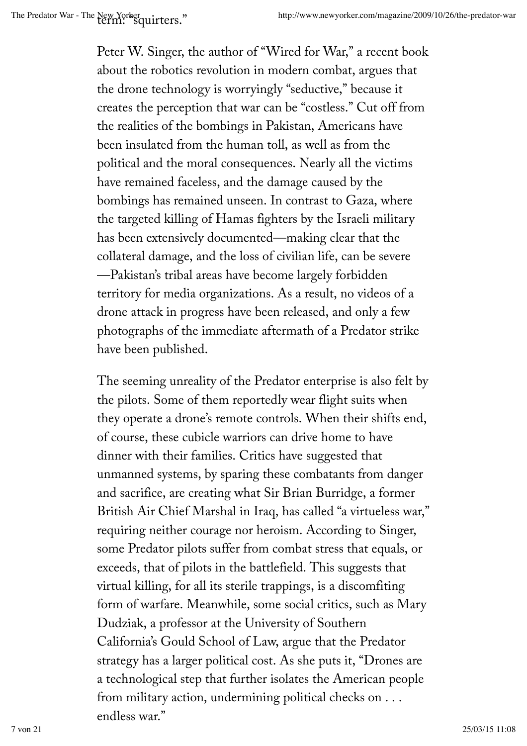term: “squirters.”

Peter W. Singer, the author of “Wired for War,” a recent book about the robotics revolution in modern combat, argues that the drone technology is worryingly “seductive,” because it creates the perception that war can be “costless.” Cut off from the realities of the bombings in Pakistan, Americans have been insulated from the human toll, as well as from the political and the moral consequences. Nearly all the victims have remained faceless, and the damage caused by the bombings has remained unseen. In contrast to Gaza, where the targeted killing of Hamas fighters by the Israeli military has been extensively documented—making clear that the collateral damage, and the loss of civilian life, can be severe—Pakistan’s tribal areas have become largely forbidden territory for media organizations. As a result, no videos of a drone attack in progress have been released, and only a few photographs of the immediate aftermath of a Predator strike have been published.

The seeming unreality of the Predator enterprise is also felt by the pilots. Some of them reportedly wear flight suits when they operate a drone’s remote controls. When their shifts end, of course, these cubicle warriors can drive home to have dinner with their families. Critics have suggested that unmanned systems, by sparing these combatants from danger and sacrifice, are creating what Sir Brian Burridge, a former British Air Chief Marshal in Iraq, has called “a virtueless war,” requiring neither courage nor heroism. According to Singer, some Predator pilots suffer from combat stress that equals, or exceeds, that of pilots in the battlefield. This suggests that virtual killing, for all its sterile trappings, is a discomfiting form of warfare. Meanwhile, some social critics, such as Mary Dudziak, a professor at the University of Southern California’s Gould School of Law, argue that the Predator strategy has a larger political cost. As she puts it, “Drones are a technological step that further isolates the American people from military action, undermining political checks on . . . endless war.”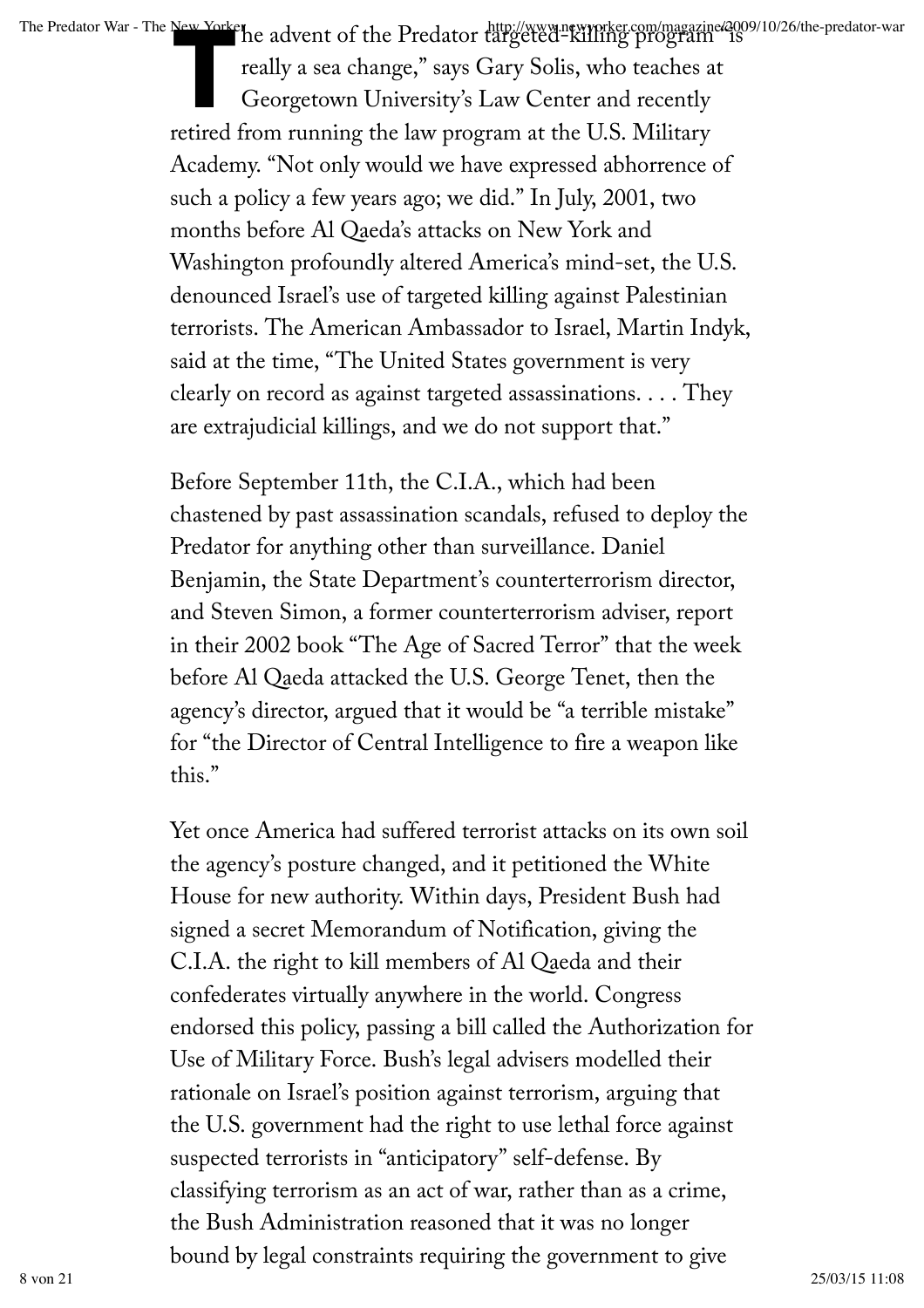"The advent of the Predator targeted-killing program "is really a sea change," says Gary Solis, who teaches at Georgetown University's Law Center and recently retired from running the law program at the U.S. Military Academy. "Not only would we have expressed abhorrence of such a policy a few years ago; we did." In July, 2001, two months before Al Qaeda's attacks on New York and Washington profoundly altered America's mind-set, the U.S. denounced Israel's use of targeted killing against Palestinian terrorists. The American Ambassador to Israel, Martin Indyk, said at the time, "The United States government is very clearly on record as against targeted assassinations. . . . They are extrajudicial killings, and we do not support that."

Before September 11th, the C.I.A., which had been chastened by past assassination scandals, refused to deploy the Predator for anything other than surveillance. Daniel Benjamin, the State Department's counterterrorism director, and Steven Simon, a former counterterrorism adviser, report in their 2002 book "The Age of Sacred Terror" that the week before Al Qaeda attacked the U.S. George Tenet, then the agency's director, argued that it would be "a terrible mistake" for "the Director of Central Intelligence to fire a weapon like this."

Yet once America had suffered terrorist attacks on its own soil the agency's posture changed, and it petitioned the White House for new authority. Within days, President Bush had signed a secret Memorandum of Notification, giving the C.I.A. the right to kill members of Al Qaeda and their confederates virtually anywhere in the world. Congress endorsed this policy, passing a bill called the Authorization for Use of Military Force. Bush's legal advisers modelled their rationale on Israel's position against terrorism, arguing that the U.S. government had the right to use lethal force against suspected terrorists in "anticipatory" self-defense. By classifying terrorism as an act of war, rather than as a crime, the Bush Administration reasoned that it was no longer bound by legal constraints requiring the government to give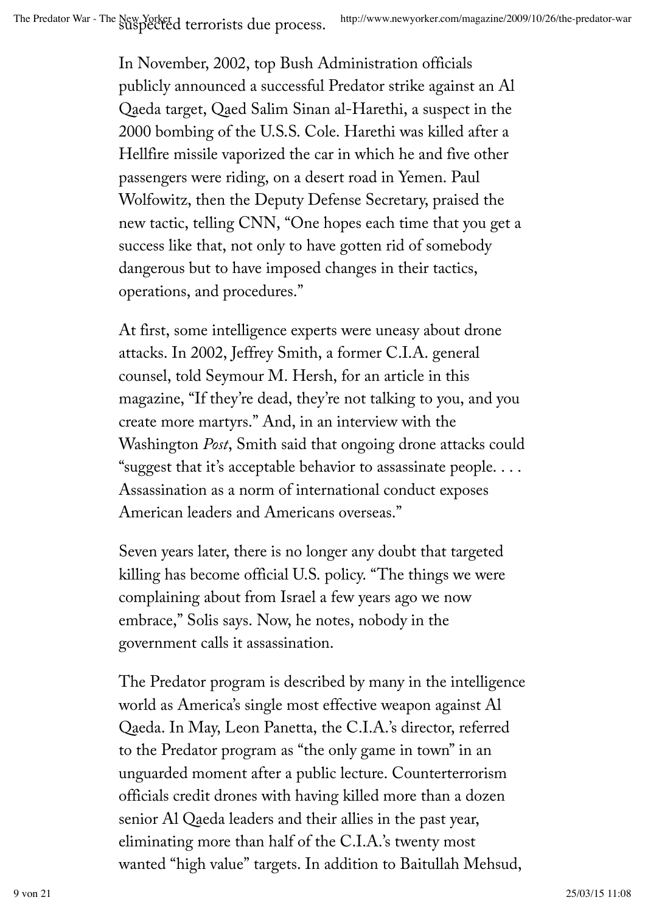suspected terrorists due process.

In November, 2002, top Bush Administration officials publicly announced a successful Predator strike against an Al Qaeda target, Qaed Salim Sinan al-Harethi, a suspect in the 2000 bombing of the U.S.S. Cole. Harethi was killed after a Hellfire missile vaporized the car in which he and five other passengers were riding, on a desert road in Yemen. Paul Wolfowitz, then the Deputy Defense Secretary, praised the new tactic, telling CNN, "One hopes each time that you get a success like that, not only to have gotten rid of somebody dangerous but to have imposed changes in their tactics, operations, and procedures."

At first, some intelligence experts were uneasy about drone attacks. In 2002, Jeffrey Smith, a former C.I.A. general counsel, told Seymour M. Hersh, for an article in this magazine, "If they're dead, they're not talking to you, and you create more martyrs." And, in an interview with the Washington *Post*, Smith said that ongoing drone attacks could "suggest that it's acceptable behavior to assassinate people. . . . Assassination as a norm of international conduct exposes American leaders and Americans overseas."

Seven years later, there is no longer any doubt that targeted killing has become official U.S. policy. "The things we were complaining about from Israel a few years ago we now embrace," Solis says. Now, he notes, nobody in the government calls it assassination.

The Predator program is described by many in the intelligence world as America's single most effective weapon against Al Qaeda. In May, Leon Panetta, the C.I.A.'s director, referred to the Predator program as "the only game in town" in an unguarded moment after a public lecture. Counterterrorism officials credit drones with having killed more than a dozen senior Al Qaeda leaders and their allies in the past year, eliminating more than half of the C.I.A.'s twenty most wanted "high value" targets. In addition to Baitullah Mehsud,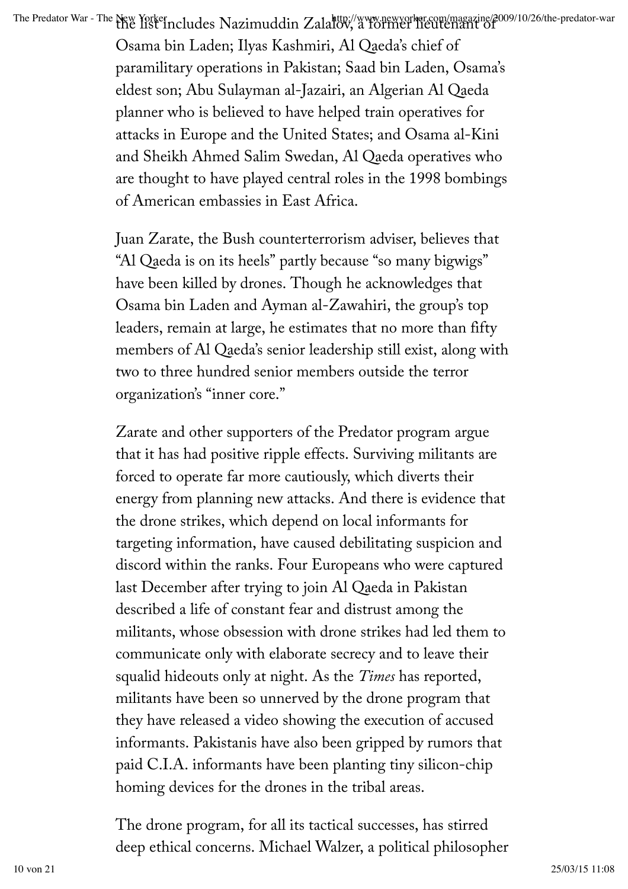the list includes Nazimuddin Zalalov, a former lieutenant of Osama bin Laden; Ilyas Kashmiri, Al Qaeda's chief of paramilitary operations in Pakistan; Saad bin Laden, Osama's eldest son; Abu Sulayman al-Jazairi, an Algerian Al Qaeda planner who is believed to have helped train operatives for attacks in Europe and the United States; and Osama al-Kini and Sheikh Ahmed Salim Swedan, Al Qaeda operatives who are thought to have played central roles in the 1998 bombings of American embassies in East Africa.

Juan Zarate, the Bush counterterrorism adviser, believes that "Al Qaeda is on its heels" partly because "so many bigwigs" have been killed by drones. Though he acknowledges that Osama bin Laden and Ayman al-Zawahiri, the group's top leaders, remain at large, he estimates that no more than fifty members of Al Qaeda's senior leadership still exist, along with two to three hundred senior members outside the terror organization's "inner core."

Zarate and other supporters of the Predator program argue that it has had positive ripple effects. Surviving militants are forced to operate far more cautiously, which diverts their energy from planning new attacks. And there is evidence that the drone strikes, which depend on local informants for targeting information, have caused debilitating suspicion and discord within the ranks. Four Europeans who were captured last December after trying to join Al Qaeda in Pakistan described a life of constant fear and distrust among the militants, whose obsession with drone strikes had led them to communicate only with elaborate secrecy and to leave their squalid hideouts only at night. As the *Times* has reported, militants have been so unnerved by the drone program that they have released a video showing the execution of accused informants. Pakistanis have also been gripped by rumors that paid C.I.A. informants have been planting tiny silicon-chip homing devices for the drones in the tribal areas.

The drone program, for all its tactical successes, has stirred deep ethical concerns. Michael Walzer, a political philosopher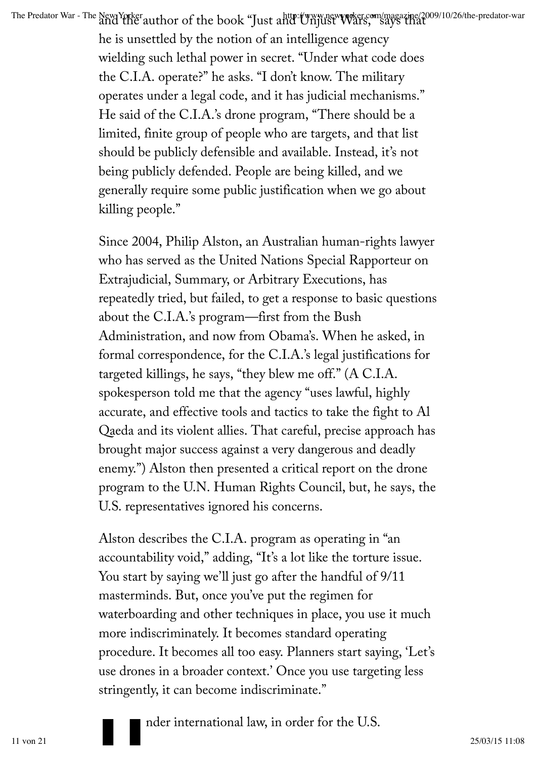and the author of the book "Just and Unjust Wars," says that he is unsettled by the notion of an intelligence agency wielding such lethal power in secret. "Under what code does the C.I.A. operate?" he asks. "I don't know. The military operates under a legal code, and it has judicial mechanisms." He said of the C.I.A.'s drone program, "There should be a limited, finite group of people who are targets, and that list should be publicly defensible and available. Instead, it's not being publicly defended. People are being killed, and we generally require some public justification when we go about killing people."

Since 2004, Philip Alston, an Australian human-rights lawyer who has served as the United Nations Special Rapporteur on Extrajudicial, Summary, or Arbitrary Executions, has repeatedly tried, but failed, to get a response to basic questions about the C.I.A.'s program—first from the Bush Administration, and now from Obama's. When he asked, in formal correspondence, for the C.I.A.'s legal justifications for targeted killings, he says, "they blew me off." (A C.I.A. spokesperson told me that the agency "uses lawful, highly accurate, and effective tools and tactics to take the fight to Al Qaeda and its violent allies. That careful, precise approach has brought major success against a very dangerous and deadly enemy.") Alston then presented a critical report on the drone program to the U.N. Human Rights Council, but, he says, the U.S. representatives ignored his concerns.

Alston describes the C.I.A. program as operating in "an accountability void," adding, "It's a lot like the torture issue. You start by saying we'll just go after the handful of 9/11 masterminds. But, once you've put the regimen for waterboarding and other techniques in place, you use it much more indiscriminately. It becomes standard operating procedure. It becomes all too easy. Planners start saying, 'Let's use drones in a broader context.' Once you use targeting less stringently, it can become indiscriminate."

Under international law, in order for the U.S.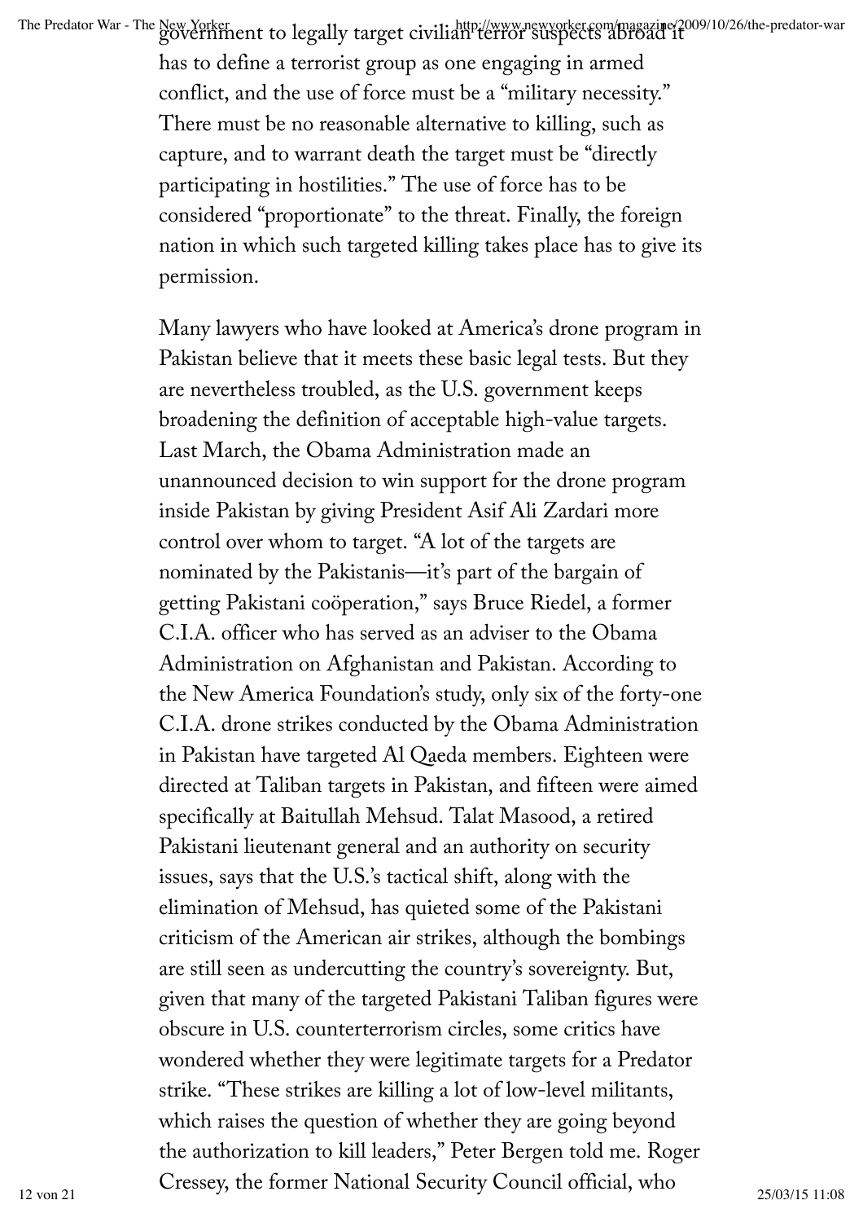government to legally target civilian terror suspects abroad it has to define a terrorist group as one engaging in armed conflict, and the use of force must be a "military necessity." There must be no reasonable alternative to killing, such as capture, and to warrant death the target must be "directly participating in hostilities." The use of force has to be considered "proportionate" to the threat. Finally, the foreign nation in which such targeted killing takes place has to give its permission.

Many lawyers who have looked at America's drone program in Pakistan believe that it meets these basic legal tests. But they are nevertheless troubled, as the U.S. government keeps broadening the definition of acceptable high-value targets. Last March, the Obama Administration made an unannounced decision to win support for the drone program inside Pakistan by giving President Asif Ali Zardari more control over whom to target. "A lot of the targets are nominated by the Pakistanis—it's part of the bargain of getting Pakistani coöperation," says Bruce Riedel, a former C.I.A. officer who has served as an adviser to the Obama Administration on Afghanistan and Pakistan. According to the New America Foundation's study, only six of the forty-one C.I.A. drone strikes conducted by the Obama Administration in Pakistan have targeted Al Qaeda members. Eighteen were directed at Taliban targets in Pakistan, and fifteen were aimed specifically at Baitullah Mehsud. Talat Masood, a retired Pakistani lieutenant general and an authority on security issues, says that the U.S.'s tactical shift, along with the elimination of Mehsud, has quieted some of the Pakistani criticism of the American air strikes, although the bombings are still seen as undercutting the country's sovereignty. But, given that many of the targeted Pakistani Taliban figures were obscure in U.S. counterterrorism circles, some critics have wondered whether they were legitimate targets for a Predator strike. "These strikes are killing a lot of low-level militants, which raises the question of whether they are going beyond the authorization to kill leaders," Peter Bergen told me. Roger Cressey, the former National Security Council official, who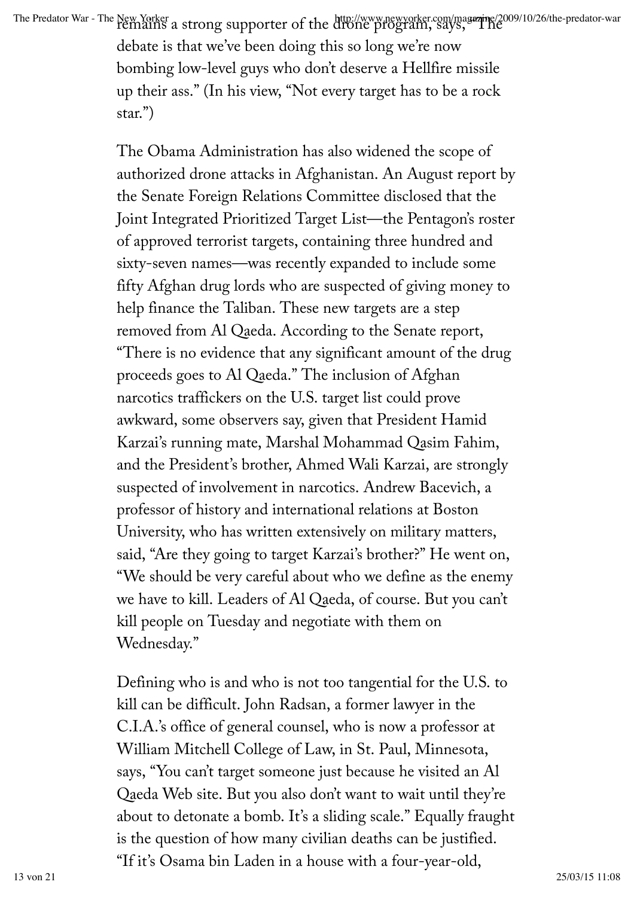remains a strong supporter of the drone program, says, "The debate is that we've been doing this so long we're now bombing low-level guys who don't deserve a Hellfire missile up their ass." (In his view, "Not every target has to be a rock star.")

The Obama Administration has also widened the scope of authorized drone attacks in Afghanistan. An August report by the Senate Foreign Relations Committee disclosed that the Joint Integrated Prioritized Target List—the Pentagon's roster of approved terrorist targets, containing three hundred and sixty-seven names—was recently expanded to include some fifty Afghan drug lords who are suspected of giving money to help finance the Taliban. These new targets are a step removed from Al Qaeda. According to the Senate report, "There is no evidence that any significant amount of the drug proceeds goes to Al Qaeda." The inclusion of Afghan narcotics traffickers on the U.S. target list could prove awkward, some observers say, given that President Hamid Karzai's running mate, Marshal Mohammad Qasim Fahim, and the President's brother, Ahmed Wali Karzai, are strongly suspected of involvement in narcotics. Andrew Bacevich, a professor of history and international relations at Boston University, who has written extensively on military matters, said, "Are they going to target Karzai's brother?" He went on, "We should be very careful about who we define as the enemy we have to kill. Leaders of Al Qaeda, of course. But you can't kill people on Tuesday and negotiate with them on Wednesday."

Defining who is and who is not too tangential for the U.S. to kill can be difficult. John Radsan, a former lawyer in the C.I.A.'s office of general counsel, who is now a professor at William Mitchell College of Law, in St. Paul, Minnesota, says, "You can't target someone just because he visited an Al Qaeda Web site. But you also don't want to wait until they're about to detonate a bomb. It's a sliding scale." Equally fraught is the question of how many civilian deaths can be justified. "If it's Osama bin Laden in a house with a four-year-old,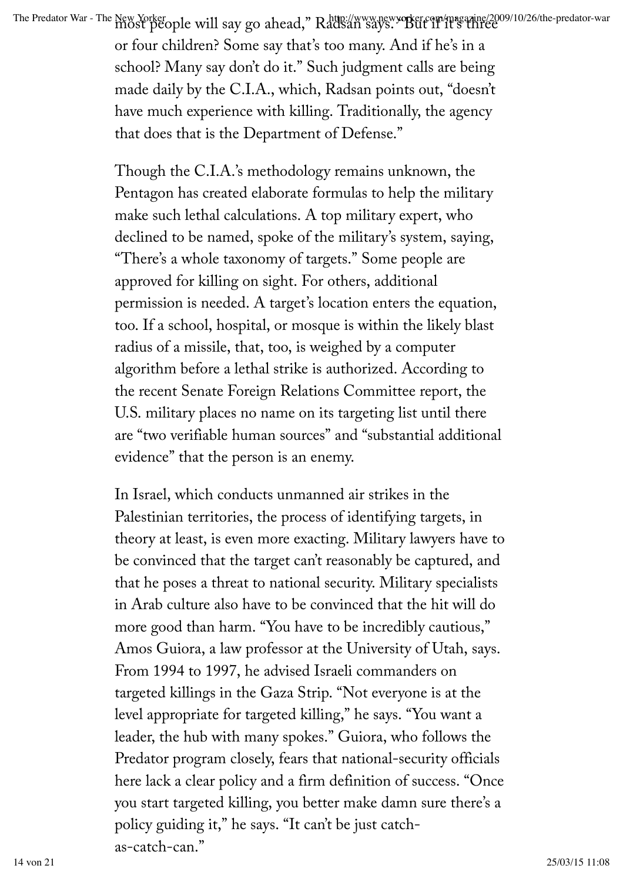most people will say go ahead," Radsan says. "But if it's three or four children? Some say that's too many. And if he's in a school? Many say don't do it." Such judgment calls are being made daily by the C.I.A., which, Radsan points out, "doesn't have much experience with killing. Traditionally, the agency that does that is the Department of Defense."

Though the C.I.A.'s methodology remains unknown, the Pentagon has created elaborate formulas to help the military make such lethal calculations. A top military expert, who declined to be named, spoke of the military's system, saying, "There's a whole taxonomy of targets." Some people are approved for killing on sight. For others, additional permission is needed. A target's location enters the equation, too. If a school, hospital, or mosque is within the likely blast radius of a missile, that, too, is weighed by a computer algorithm before a lethal strike is authorized. According to the recent Senate Foreign Relations Committee report, the U.S. military places no name on its targeting list until there are "two verifiable human sources" and "substantial additional evidence" that the person is an enemy.

In Israel, which conducts unmanned air strikes in the Palestinian territories, the process of identifying targets, in theory at least, is even more exacting. Military lawyers have to be convinced that the target can't reasonably be captured, and that he poses a threat to national security. Military specialists in Arab culture also have to be convinced that the hit will do more good than harm. "You have to be incredibly cautious," Amos Guiora, a law professor at the University of Utah, says. From 1994 to 1997, he advised Israeli commanders on targeted killings in the Gaza Strip. "Not everyone is at the level appropriate for targeted killing," he says. "You want a leader, the hub with many spokes." Guiora, who follows the Predator program closely, fears that national-security officials here lack a clear policy and a firm definition of success. "Once you start targeted killing, you better make damn sure there's a policy guiding it," he says. "It can't be just catch-as-catch-can."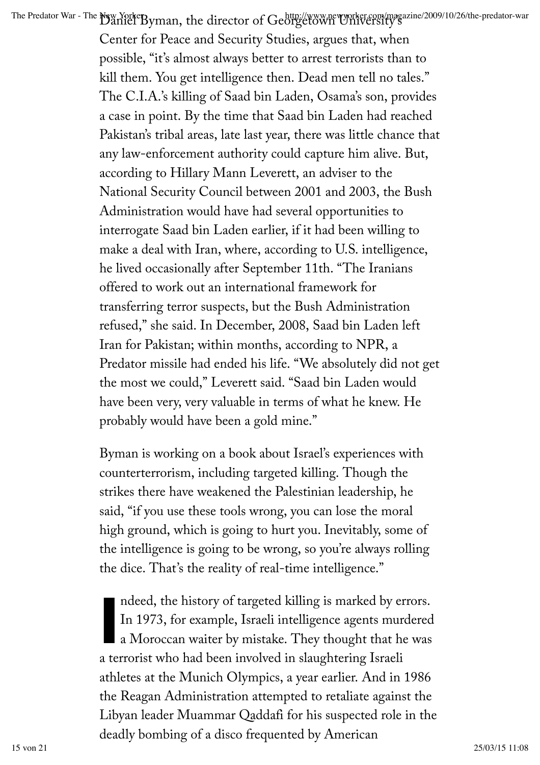Daniel Byman, the director of Georgetown University's Center for Peace and Security Studies, argues that, when possible, "it's almost always better to arrest terrorists than to kill them. You get intelligence then. Dead men tell no tales." The C.I.A.'s killing of Saad bin Laden, Osama's son, provides a case in point. By the time that Saad bin Laden had reached Pakistan's tribal areas, late last year, there was little chance that any law-enforcement authority could capture him alive. But, according to Hillary Mann Leverett, an adviser to the National Security Council between 2001 and 2003, the Bush Administration would have had several opportunities to interrogate Saad bin Laden earlier, if it had been willing to make a deal with Iran, where, according to U.S. intelligence, he lived occasionally after September 11th. "The Iranians offered to work out an international framework for transferring terror suspects, but the Bush Administration refused," she said. In December, 2008, Saad bin Laden left Iran for Pakistan; within months, according to NPR, a Predator missile had ended his life. "We absolutely did not get the most we could," Leverett said. "Saad bin Laden would have been very, very valuable in terms of what he knew. He probably would have been a gold mine."

Byman is working on a book about Israel's experiences with counterterrorism, including targeted killing. Though the strikes there have weakened the Palestinian leadership, he said, "if you use these tools wrong, you can lose the moral high ground, which is going to hurt you. Inevitably, some of the intelligence is going to be wrong, so you're always rolling the dice. That's the reality of real-time intelligence."

Indeed, the history of targeted killing is marked by errors. In 1973, for example, Israeli intelligence agents murdered a Moroccan waiter by mistake. They thought that he was a terrorist who had been involved in slaughtering Israeli athletes at the Munich Olympics, a year earlier. And in 1986 the Reagan Administration attempted to retaliate against the Libyan leader Muammar Qaddafi for his suspected role in the deadly bombing of a disco frequented by American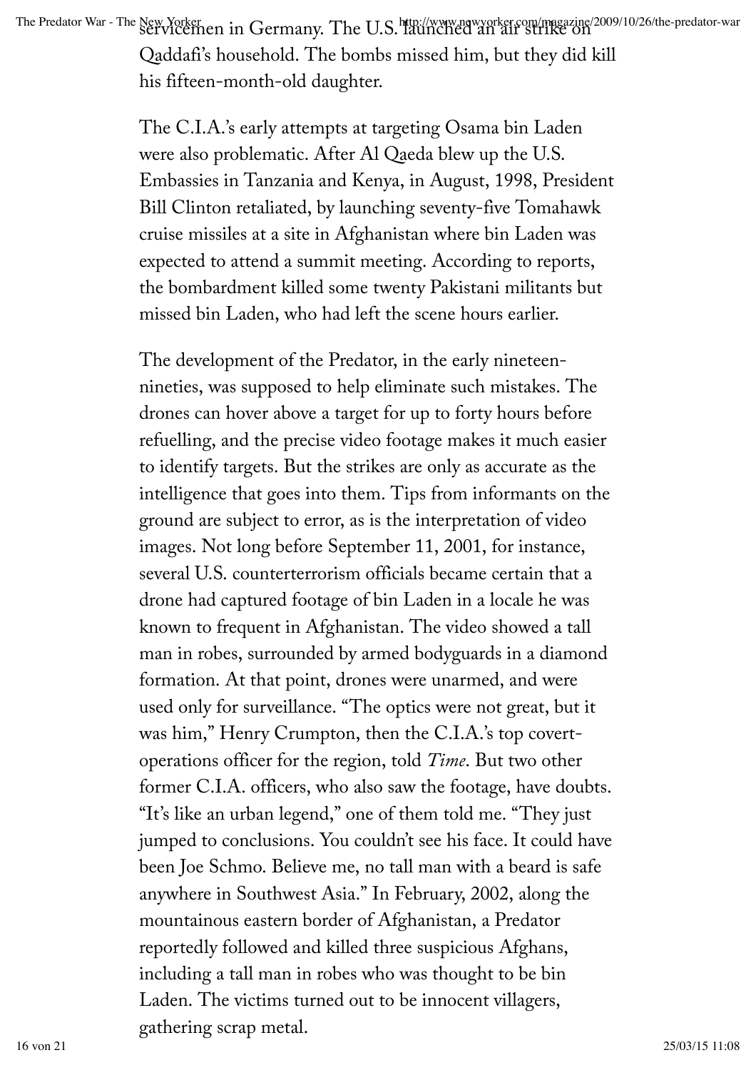servicemen in Germany. The U.S. launched an air strike on Qaddafi's household. The bombs missed him, but they did kill his fifteen-month-old daughter.

The C.I.A.'s early attempts at targeting Osama bin Laden were also problematic. After Al Qaeda blew up the U.S. Embassies in Tanzania and Kenya, in August, 1998, President Bill Clinton retaliated, by launching seventy-five Tomahawk cruise missiles at a site in Afghanistan where bin Laden was expected to attend a summit meeting. According to reports, the bombardment killed some twenty Pakistani militants but missed bin Laden, who had left the scene hours earlier.

The development of the Predator, in the early nineteen-nineties, was supposed to help eliminate such mistakes. The drones can hover above a target for up to forty hours before refuelling, and the precise video footage makes it much easier to identify targets. But the strikes are only as accurate as the intelligence that goes into them. Tips from informants on the ground are subject to error, as is the interpretation of video images. Not long before September 11, 2001, for instance, several U.S. counterterrorism officials became certain that a drone had captured footage of bin Laden in a locale he was known to frequent in Afghanistan. The video showed a tall man in robes, surrounded by armed bodyguards in a diamond formation. At that point, drones were unarmed, and were used only for surveillance. "The optics were not great, but it was him," Henry Crumpton, then the C.I.A.'s top covert-operations officer for the region, told *Time*. But two other former C.I.A. officers, who also saw the footage, have doubts. "It's like an urban legend," one of them told me. "They just jumped to conclusions. You couldn't see his face. It could have been Joe Schmo. Believe me, no tall man with a beard is safe anywhere in Southwest Asia." In February, 2002, along the mountainous eastern border of Afghanistan, a Predator reportedly followed and killed three suspicious Afghans, including a tall man in robes who was thought to be bin Laden. The victims turned out to be innocent villagers, gathering scrap metal.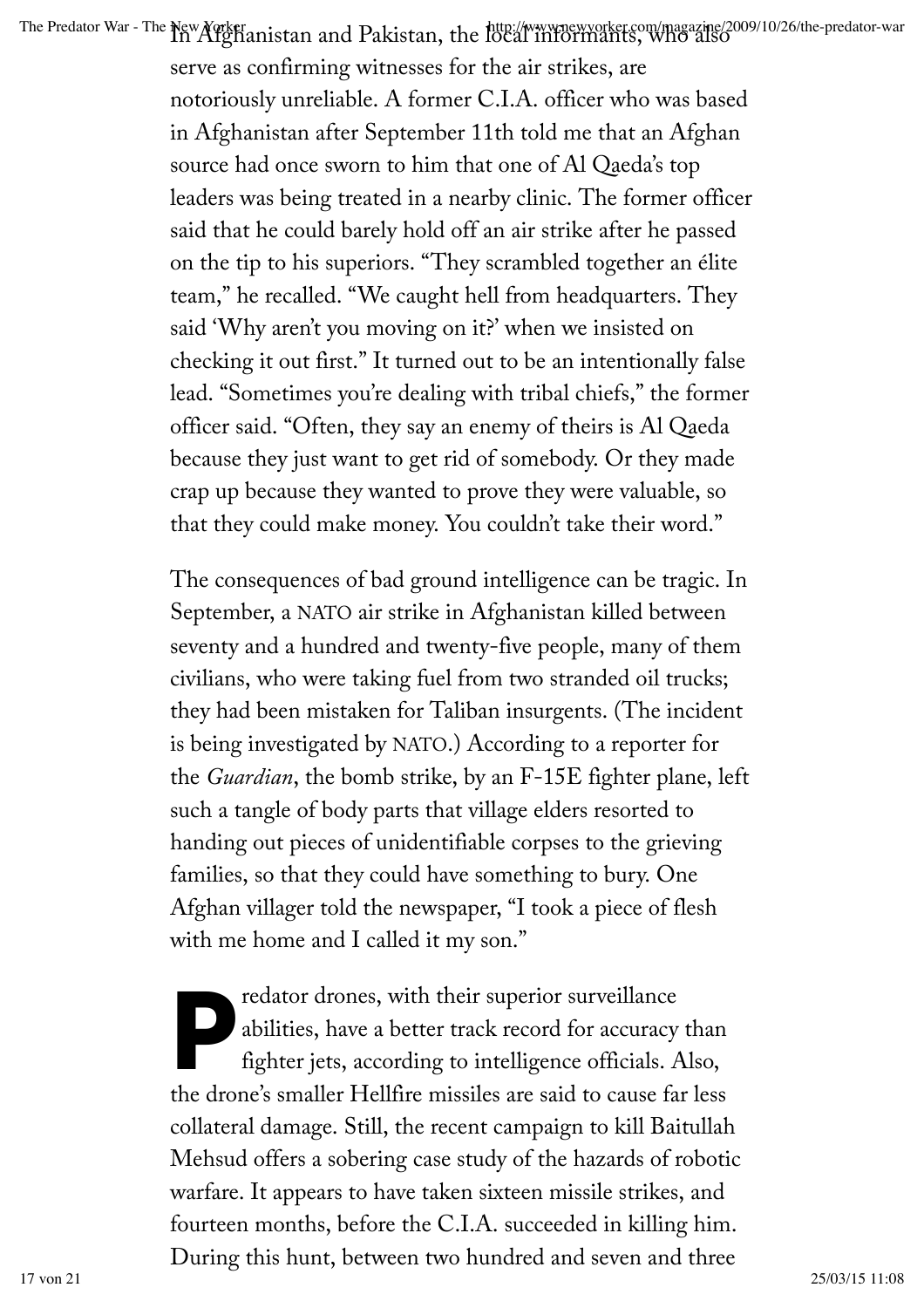In Afghanistan and Pakistan, the local informants, who also serve as confirming witnesses for the air strikes, are notoriously unreliable. A former C.I.A. officer who was based in Afghanistan after September 11th told me that an Afghan source had once sworn to him that one of Al Qaeda's top leaders was being treated in a nearby clinic. The former officer said that he could barely hold off an air strike after he passed on the tip to his superiors. "They scrambled together an élite team," he recalled. "We caught hell from headquarters. They said 'Why aren't you moving on it?' when we insisted on checking it out first." It turned out to be an intentionally false lead. "Sometimes you're dealing with tribal chiefs," the former officer said. "Often, they say an enemy of theirs is Al Qaeda because they just want to get rid of somebody. Or they made crap up because they wanted to prove they were valuable, so that they could make money. You couldn't take their word."

The consequences of bad ground intelligence can be tragic. In September, a NATO air strike in Afghanistan killed between seventy and a hundred and twenty-five people, many of them civilians, who were taking fuel from two stranded oil trucks; they had been mistaken for Taliban insurgents. (The incident is being investigated by NATO.) According to a reporter for the *Guardian*, the bomb strike, by an F-15E fighter plane, left such a tangle of body parts that village elders resorted to handing out pieces of unidentifiable corpses to the grieving families, so that they could have something to bury. One Afghan villager told the newspaper, "I took a piece of flesh with me home and I called it my son."

**P**redator drones, with their superior surveillance abilities, have a better track record for accuracy than fighter jets, according to intelligence officials. Also, the drone's smaller Hellfire missiles are said to cause far less collateral damage. Still, the recent campaign to kill Baitullah Mehsud offers a sobering case study of the hazards of robotic warfare. It appears to have taken sixteen missile strikes, and fourteen months, before the C.I.A. succeeded in killing him. During this hunt, between two hundred and seven and three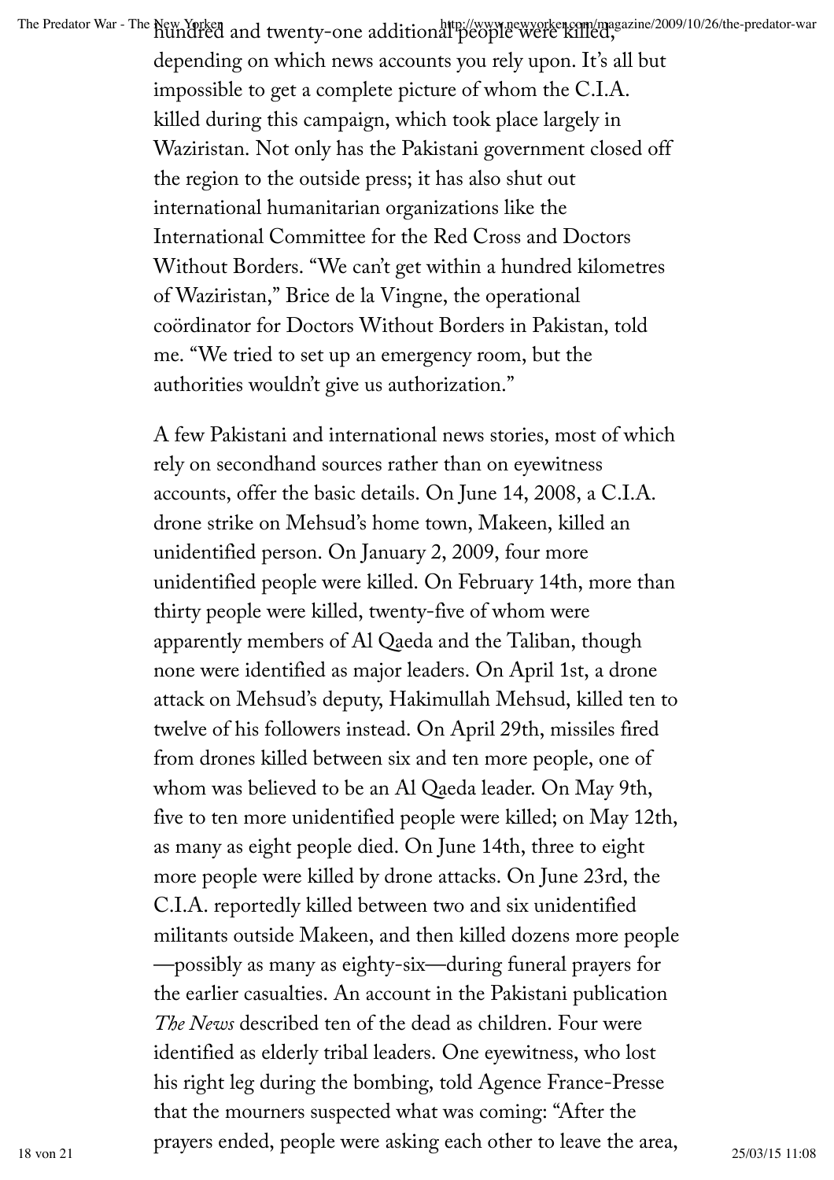hundred and twenty-one additional people were killed, depending on which news accounts you rely upon. It's all but impossible to get a complete picture of whom the C.I.A. killed during this campaign, which took place largely in Waziristan. Not only has the Pakistani government closed off the region to the outside press; it has also shut out international humanitarian organizations like the International Committee for the Red Cross and Doctors Without Borders. "We can't get within a hundred kilometres of Waziristan," Brice de la Vingne, the operational coördinator for Doctors Without Borders in Pakistan, told me. "We tried to set up an emergency room, but the authorities wouldn't give us authorization."

A few Pakistani and international news stories, most of which rely on secondhand sources rather than on eyewitness accounts, offer the basic details. On June 14, 2008, a C.I.A. drone strike on Mehsud's home town, Makeen, killed an unidentified person. On January 2, 2009, four more unidentified people were killed. On February 14th, more than thirty people were killed, twenty-five of whom were apparently members of Al Qaeda and the Taliban, though none were identified as major leaders. On April 1st, a drone attack on Mehsud's deputy, Hakimullah Mehsud, killed ten to twelve of his followers instead. On April 29th, missiles fired from drones killed between six and ten more people, one of whom was believed to be an Al Qaeda leader. On May 9th, five to ten more unidentified people were killed; on May 12th, as many as eight people died. On June 14th, three to eight more people were killed by drone attacks. On June 23rd, the C.I.A. reportedly killed between two and six unidentified militants outside Makeen, and then killed dozens more people —possibly as many as eighty-six—during funeral prayers for the earlier casualties. An account in the Pakistani publication *The News* described ten of the dead as children. Four were identified as elderly tribal leaders. One eyewitness, who lost his right leg during the bombing, told Agence France-Presse that the mourners suspected what was coming: "After the prayers ended, people were asking each other to leave the area,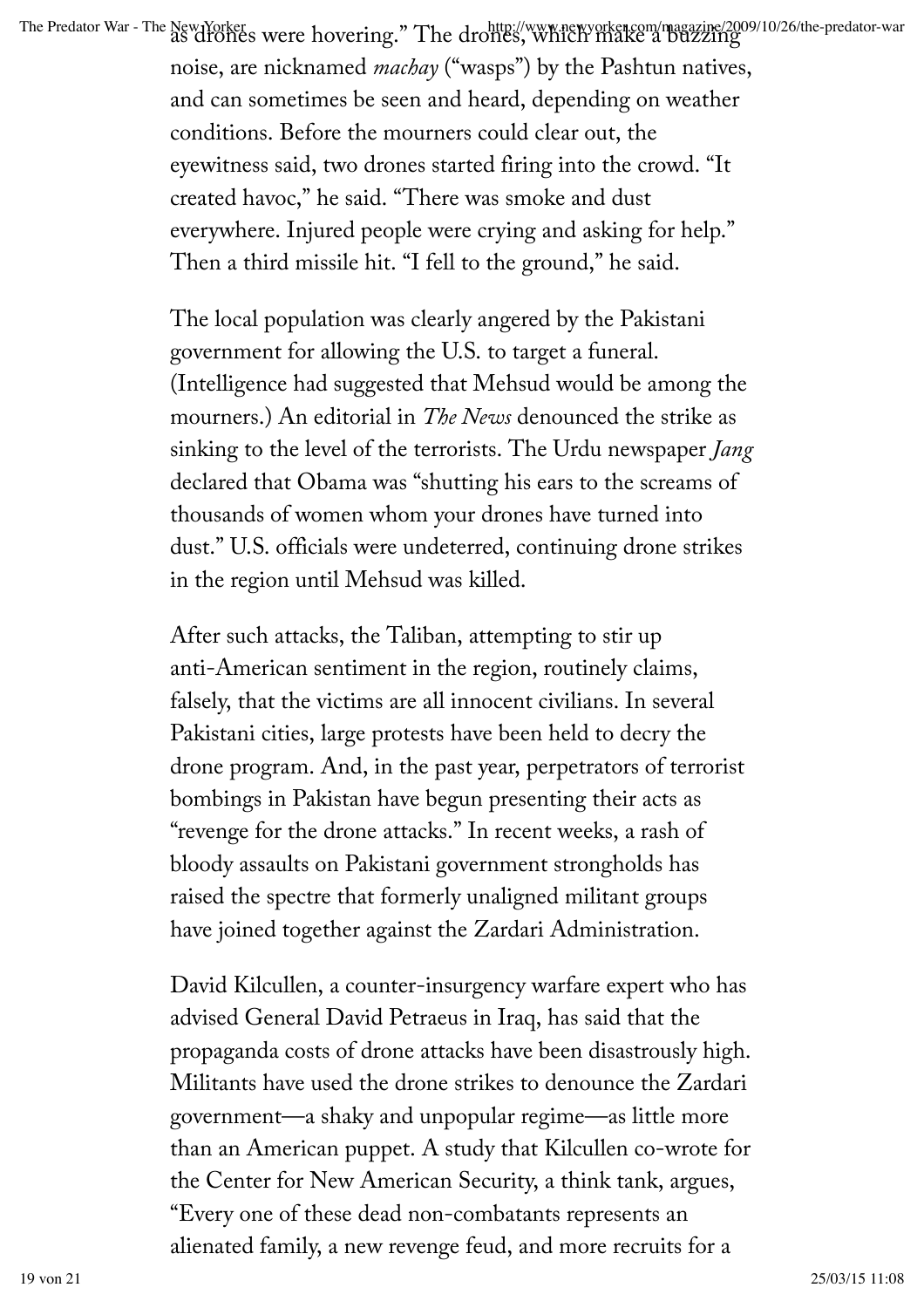as drones were hovering." The drones, which make a buzzing noise, are nicknamed *machay* ("wasps") by the Pashtun natives, and can sometimes be seen and heard, depending on weather conditions. Before the mourners could clear out, the eyewitness said, two drones started firing into the crowd. "It created havoc," he said. "There was smoke and dust everywhere. Injured people were crying and asking for help." Then a third missile hit. "I fell to the ground," he said.

The local population was clearly angered by the Pakistani government for allowing the U.S. to target a funeral. (Intelligence had suggested that Mehsud would be among the mourners.) An editorial in *The News* denounced the strike as sinking to the level of the terrorists. The Urdu newspaper *Jang* declared that Obama was "shutting his ears to the screams of thousands of women whom your drones have turned into dust." U.S. officials were undeterred, continuing drone strikes in the region until Mehsud was killed.

After such attacks, the Taliban, attempting to stir up anti-American sentiment in the region, routinely claims, falsely, that the victims are all innocent civilians. In several Pakistani cities, large protests have been held to decry the drone program. And, in the past year, perpetrators of terrorist bombings in Pakistan have begun presenting their acts as "revenge for the drone attacks." In recent weeks, a rash of bloody assaults on Pakistani government strongholds has raised the spectre that formerly unaligned militant groups have joined together against the Zardari Administration.

David Kilcullen, a counter-insurgency warfare expert who has advised General David Petraeus in Iraq, has said that the propaganda costs of drone attacks have been disastrously high. Militants have used the drone strikes to denounce the Zardari government—a shaky and unpopular regime—as little more than an American puppet. A study that Kilcullen co-wrote for the Center for New American Security, a think tank, argues, "Every one of these dead non-combatants represents an alienated family, a new revenge feud, and more recruits for a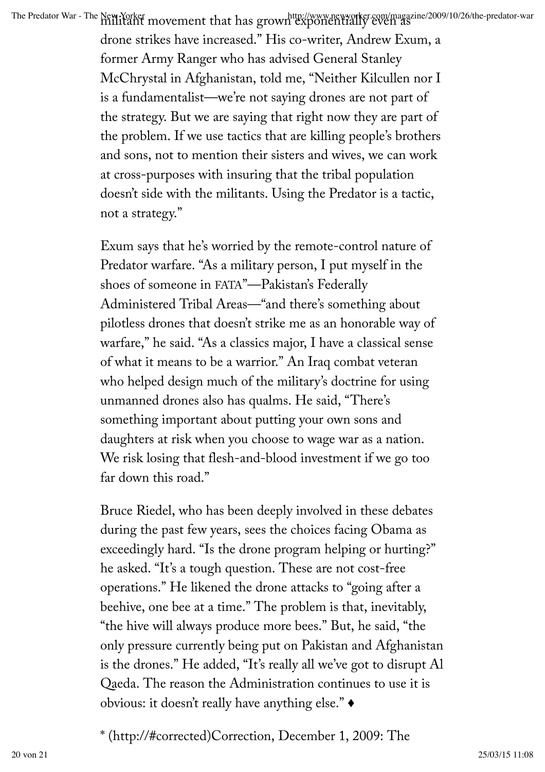militant movement that has grown exponentially even as drone strikes have increased." His co-writer, Andrew Exum, a former Army Ranger who has advised General Stanley McChrystal in Afghanistan, told me, "Neither Kilcullen nor I is a fundamentalist—we're not saying drones are not part of the strategy. But we are saying that right now they are part of the problem. If we use tactics that are killing people's brothers and sons, not to mention their sisters and wives, we can work at cross-purposes with insuring that the tribal population doesn't side with the militants. Using the Predator is a tactic, not a strategy."

Exum says that he's worried by the remote-control nature of Predator warfare. "As a military person, I put myself in the shoes of someone in FATA"—Pakistan's Federally Administered Tribal Areas—"and there's something about pilotless drones that doesn't strike me as an honorable way of warfare," he said. "As a classics major, I have a classical sense of what it means to be a warrior." An Iraq combat veteran who helped design much of the military's doctrine for using unmanned drones also has qualms. He said, "There's something important about putting your own sons and daughters at risk when you choose to wage war as a nation. We risk losing that flesh-and-blood investment if we go too far down this road."

Bruce Riedel, who has been deeply involved in these debates during the past few years, sees the choices facing Obama as exceedingly hard. "Is the drone program helping or hurting?" he asked. "It's a tough question. These are not cost-free operations." He likened the drone attacks to "going after a beehive, one bee at a time." The problem is that, inevitably, "the hive will always produce more bees." But, he said, "the only pressure currently being put on Pakistan and Afghanistan is the drones." He added, "It's really all we've got to disrupt Al Qaeda. The reason the Administration continues to use it is obvious: it doesn't really have anything else." ♦

* (http://#corrected)Correction, December 1, 2009: The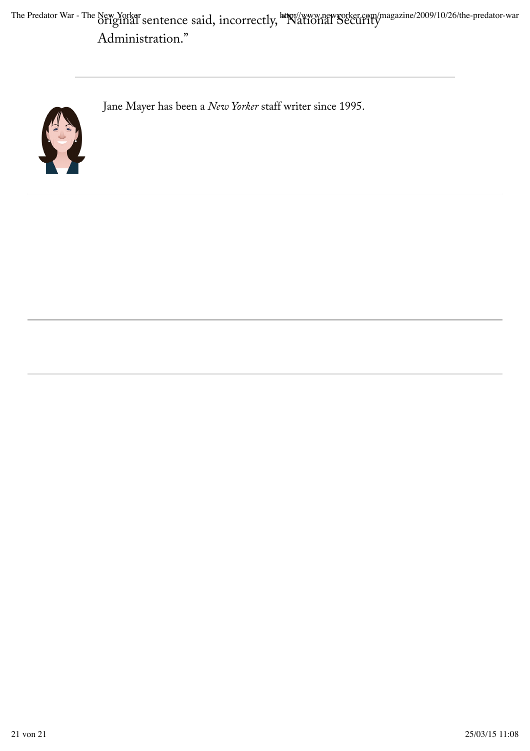original sentence said, incorrectly, "National Security Administration."

---

Jane Mayer has been a *New Yorker* staff writer since 1995.